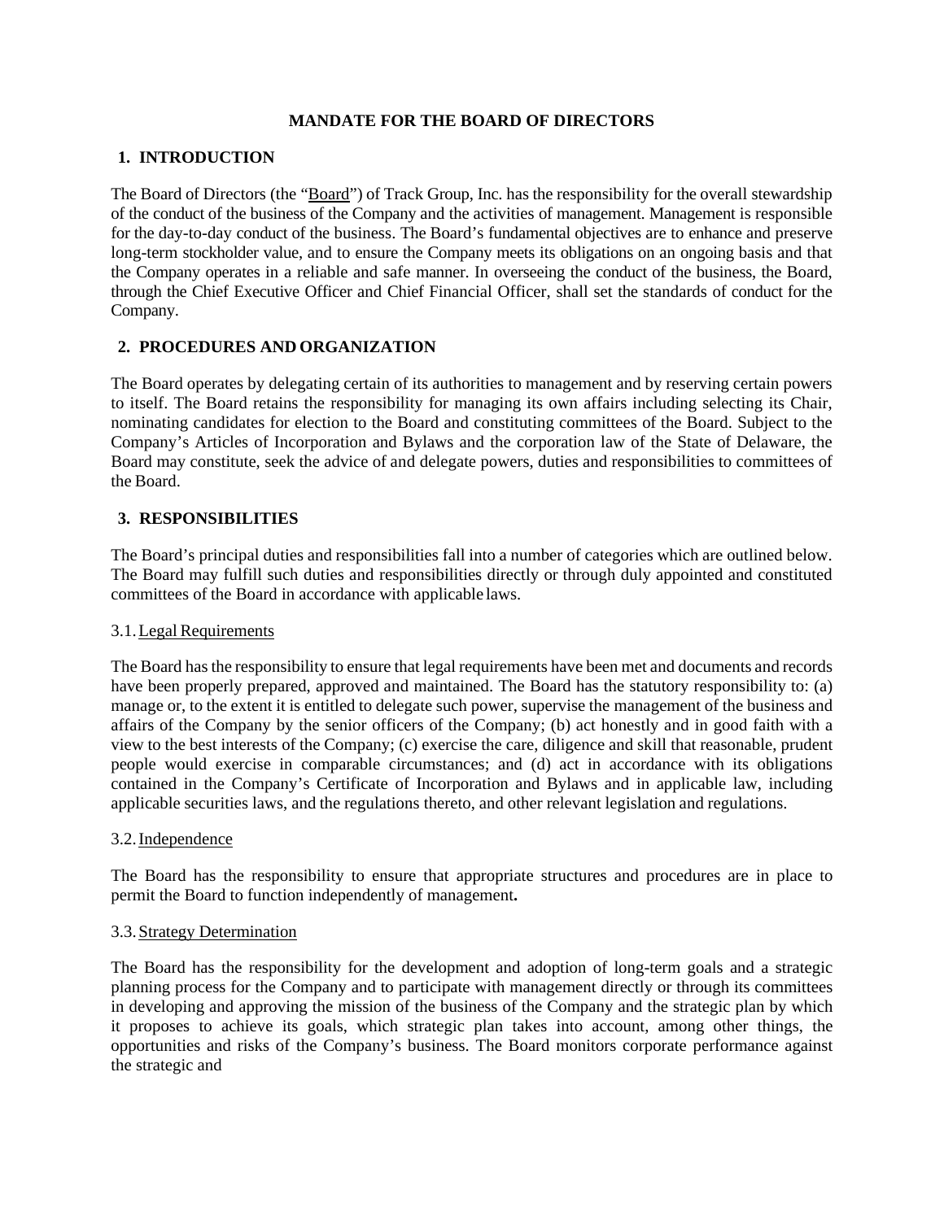# MANDATE FOR THE BOARD OF DIRECTORS

## 1. INTRODUCTION

The Board of Directors (the "Board") of Track Group, Inc. has the responsibility for the overall stewardship of the conduct of the business of the Company and the activities of management. Management is responsible for the day-to-day conduct of the business. The Board's fundamental objectives are to enhance and preserve long-term stockholder value, and to ensure the Company meets its obligations on an ongoing basis and that the Company operates in a reliable and safe manner. In overseeing the conduct of the business, the Board, through the Chief Executive Officer and Chief Financial Officer, shall set the standards of conduct for the Company.

## 2. PROCEDURES AND ORGANIZATION

The Board operates by delegating certain of its authorities to management and by reserving certain powers to itself. The Board retains the responsibility for managing its own affairs including selecting its Chair, nominating candidates for election to the Board and constituting committees of the Board. Subject to the Company's Articles of Incorporation and Bylaws and the corporation law of the State of Delaware, the Board may constitute, seek the advice of and delegate powers, duties and responsibilities to committees of the Board.

## 3. RESPONSIBILITIES

The Board's principal duties and responsibilities fall into a number of categories which are outlined below. The Board may fulfill such duties and responsibilities directly or through duly appointed and constituted committees of the Board in accordance with applicable laws.

### 3.1. Legal Requirements

The Board has the responsibility to ensure that legal requirements have been met and documents and records have been properly prepared, approved and maintained. The Board has the statutory responsibility to: (a) manage or, to the extent it is entitled to delegate such power, supervise the management of the business and affairs of the Company by the senior officers of the Company; (b) act honestly and in good faith with a view to the best interests of the Company; (c) exercise the care, diligence and skill that reasonable, prudent people would exercise in comparable circumstances; and (d) act in accordance with its obligations contained in the Company's Certificate of Incorporation and Bylaws and in applicable law, including applicable securities laws, and the regulations thereto, and other relevant legislation and regulations.

### 3.2. Independence

The Board has the responsibility to ensure that appropriate structures and procedures are in place to permit the Board to function independently of management**.**

### 3.3. Strategy Determination

The Board has the responsibility for the development and adoption of long-term goals and a strategic planning process for the Company and to participate with management directly or through its committees in developing and approving the mission of the business of the Company and the strategic plan by which it proposes to achieve its goals, which strategic plan takes into account, among other things, the opportunities and risks of the Company's business. The Board monitors corporate performance against the strategic and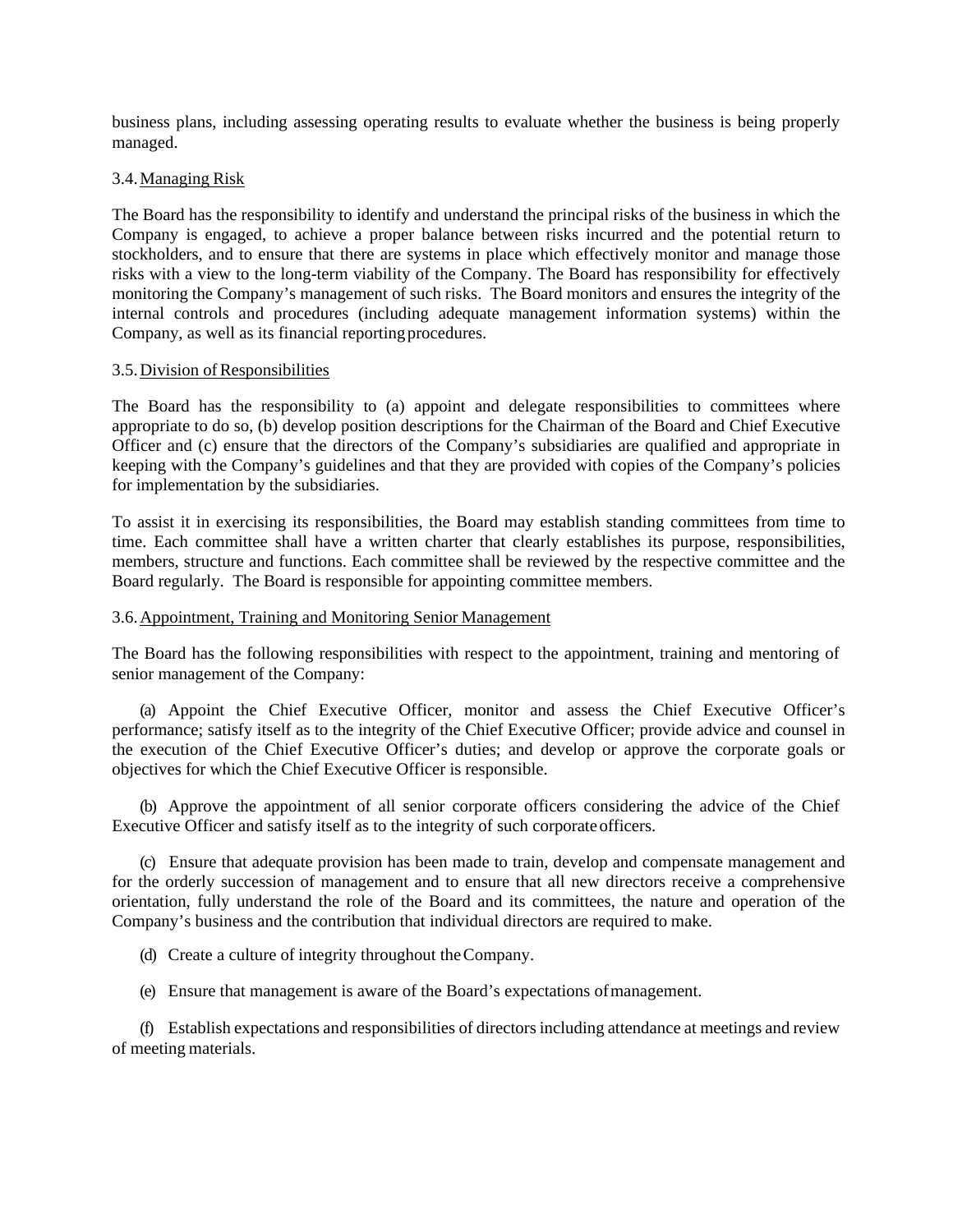business plans, including assessing operating results to evaluate whether the business is being properly managed.

3.4. Managing Risk

The Board has the responsibility to identify and understand the principal risks of the business in which the Company is engaged, to achieve a proper balance between risks incurred and the potential return to stockholders, and to ensure that there are systems in place which effectively monitor and manage those risks with a view to the long-term viability of the Company. The Board has responsibility for effectively monitoring the Company's management of such risks. The Board monitors and ensures the integrity of the internal controls and procedures (including adequate management information systems) within the Company, as well as its financial reporting procedures.

3.5. Division of Responsibilities

The Board has the responsibility to (a) appoint and delegate responsibilities to committees where appropriate to do so, (b) develop position descriptions for the Chairman of the Board and Chief Executive Officer and (c) ensure that the directors of the Company's subsidiaries are qualified and appropriate in keeping with the Company's guidelines and that they are provided with copies of the Company's policies for implementation by the subsidiaries.

To assist it in exercising its responsibilities, the Board may establish standing committees from time to time. Each committee shall have a written charter that clearly establishes its purpose, responsibilities, members, structure and functions. Each committee shall be reviewed by the respective committee and the Board regularly. The Board is responsible for appointing committee members.

3.6. Appointment, Training and Monitoring Senior Management

The Board has the following responsibilities with respect to the appointment, training and mentoring of senior management of the Company:

(a) Appoint the Chief Executive Officer, monitor and assess the Chief Executive Officer's performance; satisfy itself as to the integrity of the Chief Executive Officer; provide advice and counsel in the execution of the Chief Executive Officer's duties; and develop or approve the corporate goals or objectives for which the Chief Executive Officer is responsible.

(b) Approve the appointment of all senior corporate officers considering the advice of the Chief Executive Officer and satisfy itself as to the integrity of such corporate officers.

(c) Ensure that adequate provision has been made to train, develop and compensate management and for the orderly succession of management and to ensure that all new directors receive a comprehensive orientation, fully understand the role of the Board and its committees, the nature and operation of the Company's business and the contribution that individual directors are required to make.

(d) Create a culture of integrity throughout the Company.

(e) Ensure that management is aware of the Board's expectations of management.

(f) Establish expectations and responsibilities of directors including attendance at meetings and review of meeting materials.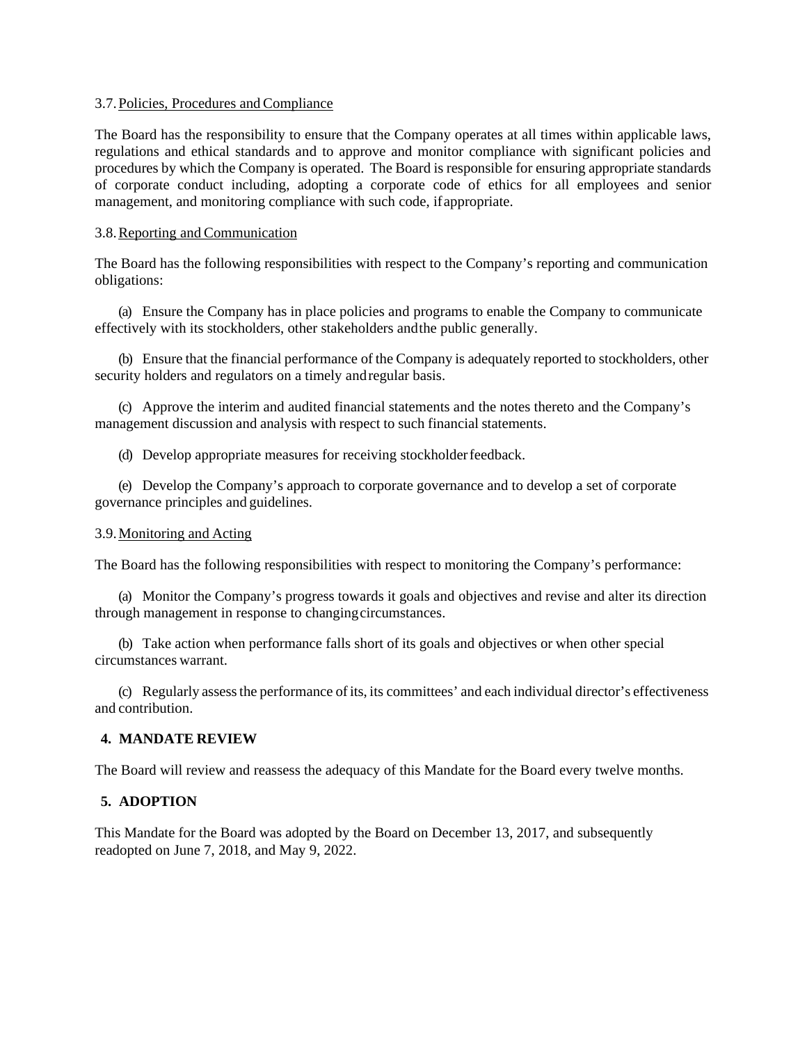3.7. Policies, Procedures and Compliance

The Board has the responsibility to ensure that the Company operates at all times within applicable laws, regulations and ethical standards and to approve and monitor compliance with significant policies and procedures by which the Company is operated. The Board is responsible for ensuring appropriate standards of corporate conduct including, adopting a corporate code of ethics for all employees and senior management, and monitoring compliance with such code, if appropriate.

3.8. Reporting and Communication

The Board has the following responsibilities with respect to the Company's reporting and communication obligations:

(a) Ensure the Company has in place policies and programs to enable the Company to communicate effectively with its stockholders, other stakeholders and the public generally.

(b) Ensure that the financial performance of the Company is adequately reported to stockholders, other security holders and regulators on a timely and regular basis.

(c) Approve the interim and audited financial statements and the notes thereto and the Company's management discussion and analysis with respect to such financial statements.

(d) Develop appropriate measures for receiving stockholder feedback.

(e) Develop the Company's approach to corporate governance and to develop a set of corporate governance principles and guidelines.

3.9. Monitoring and Acting

The Board has the following responsibilities with respect to monitoring the Company's performance:

(a) Monitor the Company's progress towards it goals and objectives and revise and alter its direction through management in response to changing circumstances.

(b) Take action when performance falls short of its goals and objectives or when other special circumstances warrant.

(c) Regularly assess the performance of its, its committees' and each individual director's effectiveness and contribution.

## 4. MANDATE REVIEW

The Board will review and reassess the adequacy of this Mandate for the Board every twelve months.

## 5. ADOPTION

This Mandate for the Board was adopted by the Board on December 13, 2017, and subsequently readopted on June 7, 2018, and May 9, 2022.